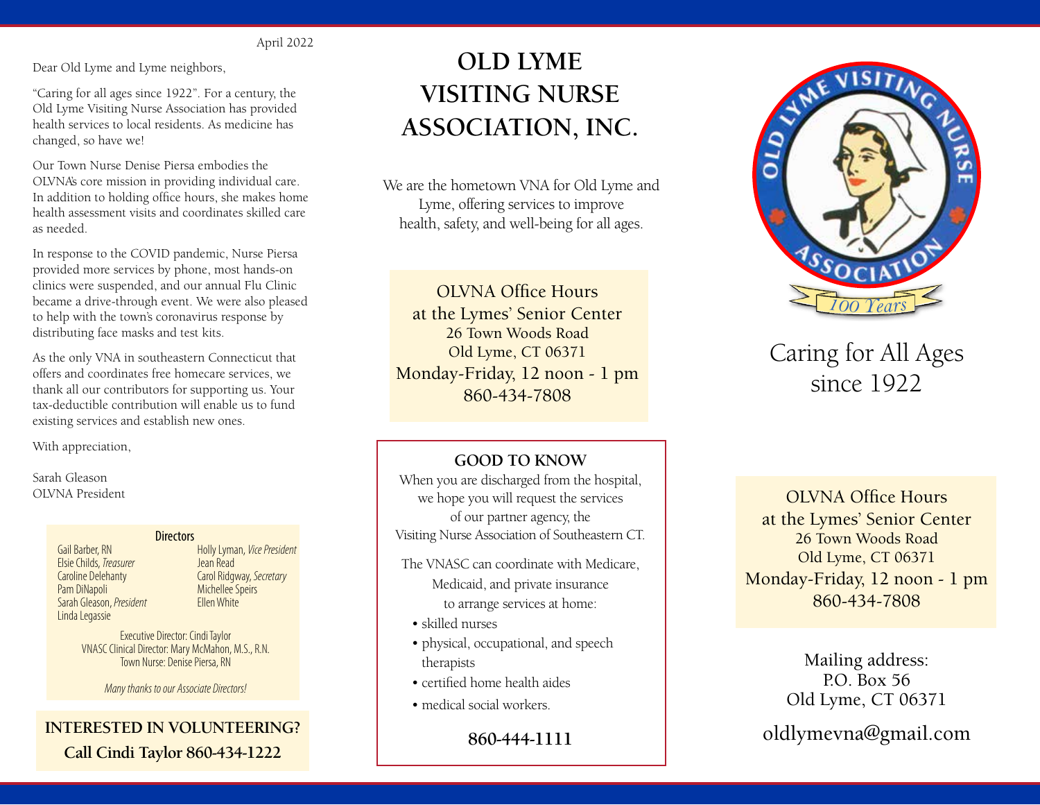April 2022

Dear Old Lyme and Lyme neighbors,

"Caring for all ages since 1922". For a century, the Old Lyme Visiting Nurse Association has provided health services to local residents. As medicine has changed, so have we!

Our Town Nurse Denise Piersa embodies the OLVNA's core mission in providing individual care. In addition to holding office hours, she makes home health assessment visits and coordinates skilled care as needed.

In response to the COVID pandemic, Nurse Piersa provided more services by phone, most hands-on clinics were suspended, and our annual Flu Clinic became a drive-through event. We were also pleased to help with the town's coronavirus response by distributing face masks and test kits.

As the only VNA in southeastern Connecticut that offers and coordinates free homecare services, we thank all our contributors for supporting us. Your tax-deductible contribution will enable us to fund existing services and establish new ones.

With appreciation,

Sarah Gleason
OLVNA President

**Directors**

Gail Barber, RN
Elsie Childs, *Treasurer*
Caroline Delehanty
Pam DiNapoli
Sarah Gleason, *President*
Linda Legassie
Holly Lyman, *Vice President*
Jean Read
Carol Ridgway, *Secretary*
Michellee Speirs
Ellen White

Executive Director: Cindi Taylor
VNASC Clinical Director: Mary McMahon, M.S., R.N.
Town Nurse: Denise Piersa, RN

*Many thanks to our Associate Directors!*

**INTERESTED IN VOLUNTEERING?**
**Call Cindi Taylor 860-434-1222**

# OLD LYME VISITING NURSE ASSOCIATION, INC.

We are the hometown VNA for Old Lyme and Lyme, offering services to improve health, safety, and well-being for all ages.

OLVNA Office Hours
at the Lymes' Senior Center
26 Town Woods Road
Old Lyme, CT 06371
Monday-Friday, 12 noon - 1 pm
860-434-7808

**GOOD TO KNOW**

When you are discharged from the hospital, we hope you will request the services of our partner agency, the Visiting Nurse Association of Southeastern CT.

The VNASC can coordinate with Medicare, Medicaid, and private insurance to arrange services at home:

- skilled nurses
- physical, occupational, and speech therapists
- certified home health aides
- medical social workers.

**860-444-1111**

OLD LYME VISITING NURSE ASSOCIATION
100 Years

## Caring for All Ages since 1922

OLVNA Office Hours
at the Lymes' Senior Center
26 Town Woods Road
Old Lyme, CT 06371
Monday-Friday, 12 noon - 1 pm
860-434-7808

Mailing address:
P.O. Box 56
Old Lyme, CT 06371

oldlymevna@gmail.com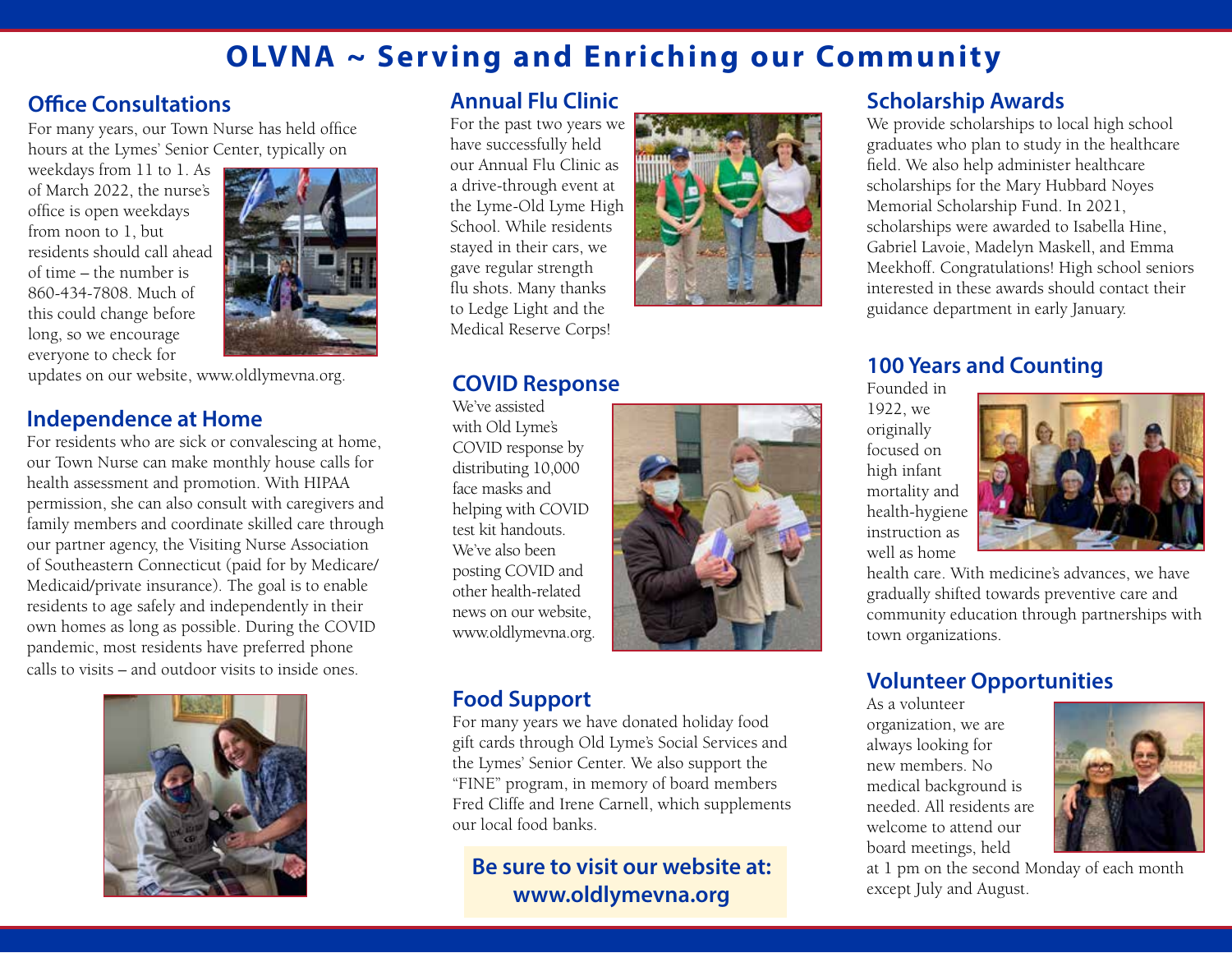# OLVNA ~ Serving and Enriching our Community

## Office Consultations

For many years, our Town Nurse has held office hours at the Lymes' Senior Center, typically on weekdays from 11 to 1. As of March 2022, the nurse's office is open weekdays from noon to 1, but residents should call ahead of time – the number is 860-434-7808. Much of this could change before long, so we encourage everyone to check for updates on our website, www.oldlymevna.org.

## Independence at Home

For residents who are sick or convalescing at home, our Town Nurse can make monthly house calls for health assessment and promotion. With HIPAA permission, she can also consult with caregivers and family members and coordinate skilled care through our partner agency, the Visiting Nurse Association of Southeastern Connecticut (paid for by Medicare/Medicaid/private insurance). The goal is to enable residents to age safely and independently in their own homes as long as possible. During the COVID pandemic, most residents have preferred phone calls to visits – and outdoor visits to inside ones.

## Annual Flu Clinic

For the past two years we have successfully held our Annual Flu Clinic as a drive-through event at the Lyme-Old Lyme High School. While residents stayed in their cars, we gave regular strength flu shots. Many thanks to Ledge Light and the Medical Reserve Corps!

## COVID Response

We've assisted with Old Lyme's COVID response by distributing 10,000 face masks and helping with COVID test kit handouts. We've also been posting COVID and other health-related news on our website, www.oldlymevna.org.

## Food Support

For many years we have donated holiday food gift cards through Old Lyme's Social Services and the Lymes' Senior Center. We also support the "FINE" program, in memory of board members Fred Cliffe and Irene Carnell, which supplements our local food banks.

**Be sure to visit our website at: www.oldlymevna.org**

## Scholarship Awards

We provide scholarships to local high school graduates who plan to study in the healthcare field. We also help administer healthcare scholarships for the Mary Hubbard Noyes Memorial Scholarship Fund. In 2021, scholarships were awarded to Isabella Hine, Gabriel Lavoie, Madelyn Maskell, and Emma Meekhoff. Congratulations! High school seniors interested in these awards should contact their guidance department in early January.

## 100 Years and Counting

Founded in 1922, we originally focused on high infant mortality and health-hygiene instruction as well as home health care. With medicine's advances, we have gradually shifted towards preventive care and community education through partnerships with town organizations.

## Volunteer Opportunities

As a volunteer organization, we are always looking for new members. No medical background is needed. All residents are welcome to attend our board meetings, held at 1 pm on the second Monday of each month except July and August.